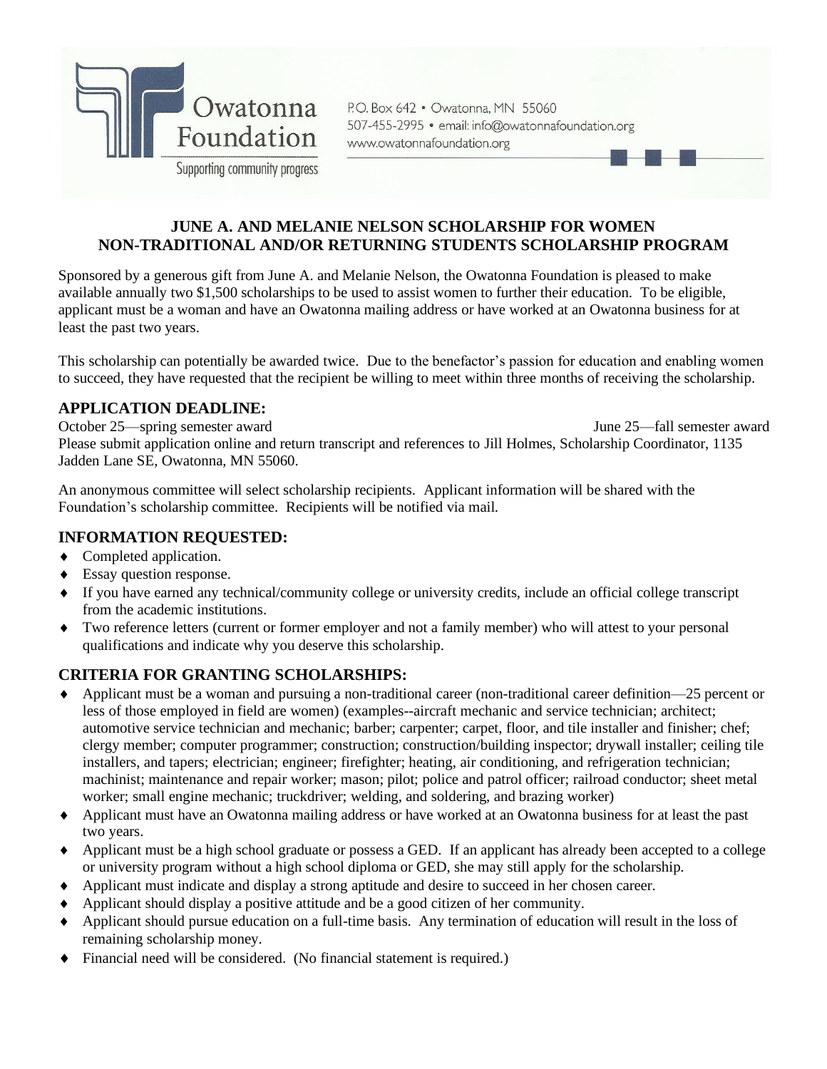Owatonna Foundation
Supporting community progress

P.O. Box 642 • Owatonna, MN 55060
507-455-2995 • email: info@owatonnafoundation.org
www.owatonnafoundation.org

## JUNE A. AND MELANIE NELSON SCHOLARSHIP FOR WOMEN
## NON-TRADITIONAL AND/OR RETURNING STUDENTS SCHOLARSHIP PROGRAM

Sponsored by a generous gift from June A. and Melanie Nelson, the Owatonna Foundation is pleased to make available annually two $1,500 scholarships to be used to assist women to further their education. To be eligible, applicant must be a woman and have an Owatonna mailing address or have worked at an Owatonna business for at least the past two years.

This scholarship can potentially be awarded twice. Due to the benefactor's passion for education and enabling women to succeed, they have requested that the recipient be willing to meet within three months of receiving the scholarship.

### APPLICATION DEADLINE:

October 25—spring semester award June 25—fall semester award

Please submit application online and return transcript and references to Jill Holmes, Scholarship Coordinator, 1135 Jadden Lane SE, Owatonna, MN 55060.

An anonymous committee will select scholarship recipients. Applicant information will be shared with the Foundation's scholarship committee. Recipients will be notified via mail.

### INFORMATION REQUESTED:

- Completed application.
- Essay question response.
- If you have earned any technical/community college or university credits, include an official college transcript from the academic institutions.
- Two reference letters (current or former employer and not a family member) who will attest to your personal qualifications and indicate why you deserve this scholarship.

### CRITERIA FOR GRANTING SCHOLARSHIPS:

- Applicant must be a woman and pursuing a non-traditional career (non-traditional career definition—25 percent or less of those employed in field are women) (examples--aircraft mechanic and service technician; architect; automotive service technician and mechanic; barber; carpenter; carpet, floor, and tile installer and finisher; chef; clergy member; computer programmer; construction; construction/building inspector; drywall installer; ceiling tile installers, and tapers; electrician; engineer; firefighter; heating, air conditioning, and refrigeration technician; machinist; maintenance and repair worker; mason; pilot; police and patrol officer; railroad conductor; sheet metal worker; small engine mechanic; truckdriver; welding, and soldering, and brazing worker)
- Applicant must have an Owatonna mailing address or have worked at an Owatonna business for at least the past two years.
- Applicant must be a high school graduate or possess a GED. If an applicant has already been accepted to a college or university program without a high school diploma or GED, she may still apply for the scholarship.
- Applicant must indicate and display a strong aptitude and desire to succeed in her chosen career.
- Applicant should display a positive attitude and be a good citizen of her community.
- Applicant should pursue education on a full-time basis. Any termination of education will result in the loss of remaining scholarship money.
- Financial need will be considered. (No financial statement is required.)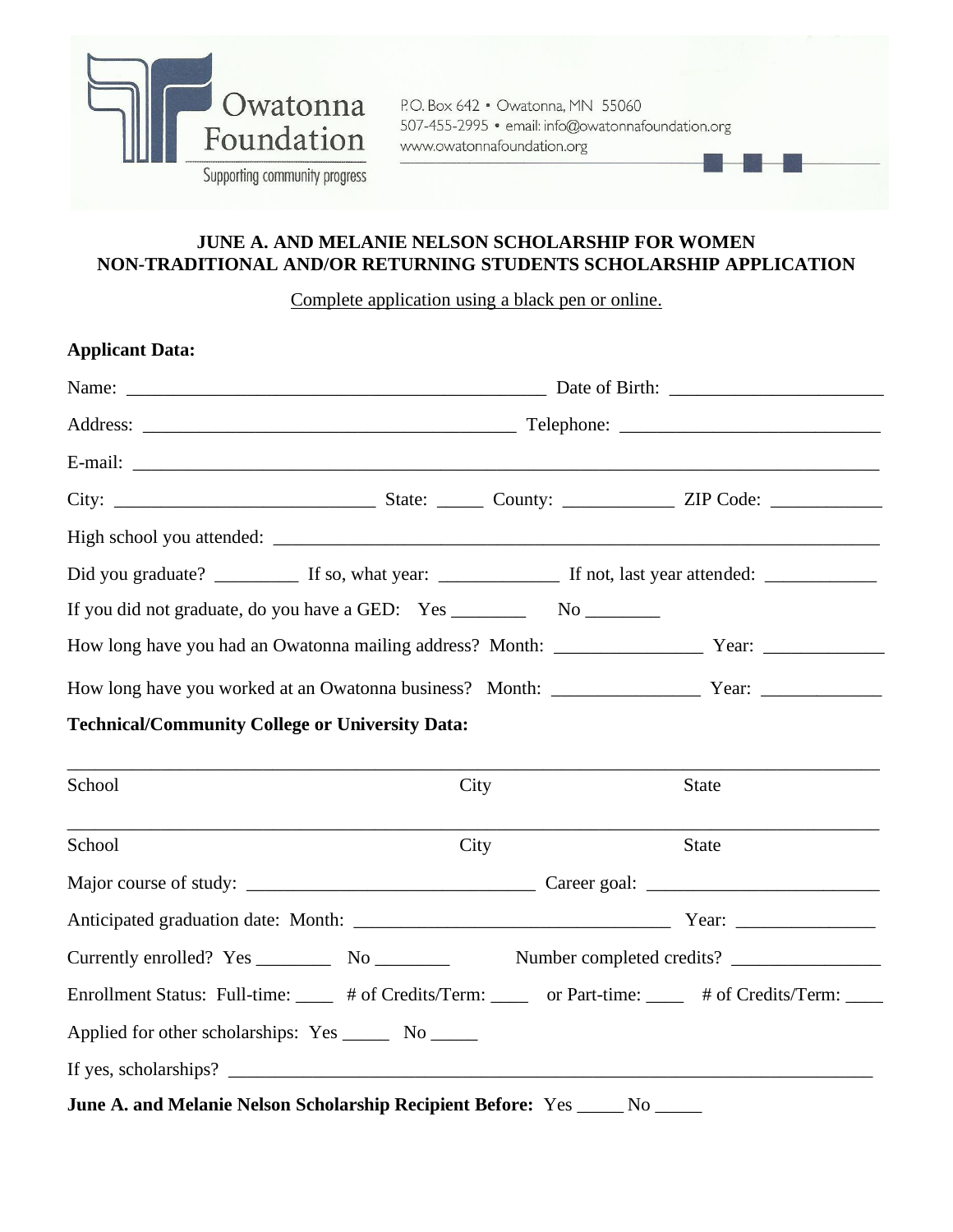Owatonna Foundation

Supporting community progress

P.O. Box 642 • Owatonna, MN 55060
507-455-2995 • email: info@owatonnafoundation.org
www.owatonnafoundation.org

**JUNE A. AND MELANIE NELSON SCHOLARSHIP FOR WOMEN**
**NON-TRADITIONAL AND/OR RETURNING STUDENTS SCHOLARSHIP APPLICATION**

Complete application using a black pen or online.

**Applicant Data:**

Name: _______________________________________________ Date of Birth: _______________________

Address: _________________________________________ Telephone: ___________________________

E-mail: ________________________________________________________________________________

City: ____________________________ State: _____ County: ____________ ZIP Code: ____________

High school you attended: _______________________________________________________________

Did you graduate? _________ If so, what year: _____________ If not, last year attended: ____________

If you did not graduate, do you have a GED: Yes ________ No ________

How long have you had an Owatonna mailing address? Month: _______________ Year: ____________

How long have you worked at an Owatonna business? Month: _______________ Year: ____________

**Technical/Community College or University Data:**

________________________________________________________________________________

School City State

________________________________________________________________________________

School City State

Major course of study: ______________________________ Career goal: ________________________

Anticipated graduation date: Month: _________________________________ Year: ______________

Currently enrolled? Yes ________ No ________ Number completed credits? ________________

Enrollment Status: Full-time: ____ # of Credits/Term: ____ or Part-time: ____ # of Credits/Term: ____

Applied for other scholarships: Yes _____ No _____

If yes, scholarships? ____________________________________________________________________

**June A. and Melanie Nelson Scholarship Recipient Before:** Yes _____ No _____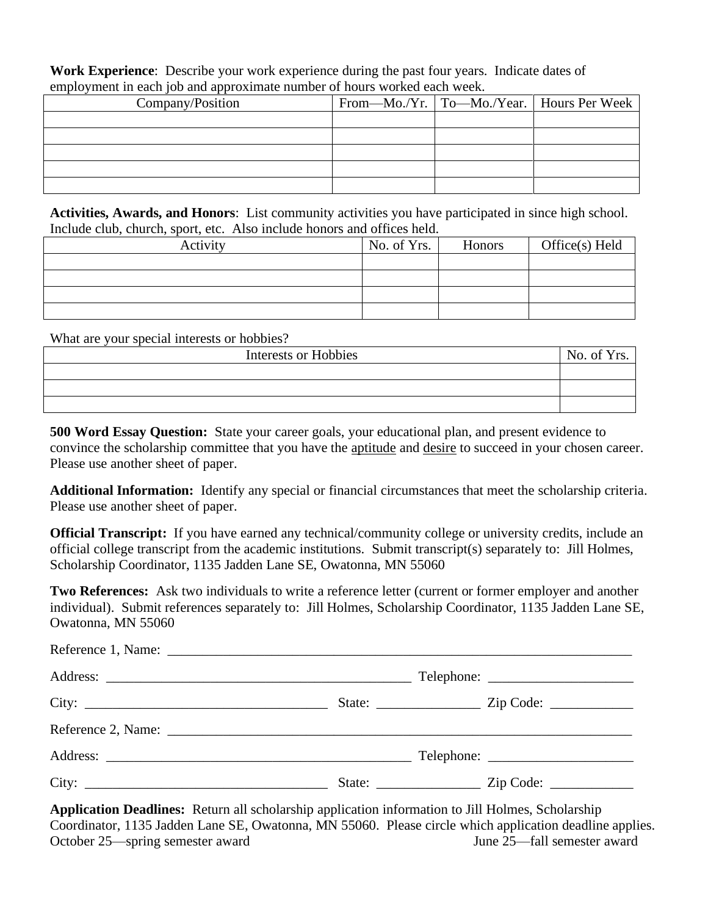**Work Experience**: Describe your work experience during the past four years. Indicate dates of employment in each job and approximate number of hours worked each week.

| Company/Position | From—Mo./Yr. | To—Mo./Year. | Hours Per Week |
|---|---|---|---|
| | | | |
| | | | |
| | | | |
| | | | |
| | | | |

**Activities, Awards, and Honors**: List community activities you have participated in since high school. Include club, church, sport, etc. Also include honors and offices held.

| Activity | No. of Yrs. | Honors | Office(s) Held |
|---|---|---|---|
| | | | |
| | | | |
| | | | |
| | | | |

What are your special interests or hobbies?

| Interests or Hobbies | No. of Yrs. |
|---|---|
| | |
| | |
| | |

**500 Word Essay Question:** State your career goals, your educational plan, and present evidence to convince the scholarship committee that you have the aptitude and desire to succeed in your chosen career. Please use another sheet of paper.

**Additional Information:** Identify any special or financial circumstances that meet the scholarship criteria. Please use another sheet of paper.

**Official Transcript:** If you have earned any technical/community college or university credits, include an official college transcript from the academic institutions. Submit transcript(s) separately to: Jill Holmes, Scholarship Coordinator, 1135 Jadden Lane SE, Owatonna, MN 55060

**Two References:** Ask two individuals to write a reference letter (current or former employer and another individual). Submit references separately to: Jill Holmes, Scholarship Coordinator, 1135 Jadden Lane SE, Owatonna, MN 55060

Reference 1, Name: ______________________________________________________________________

Address: _____________________________________________ Telephone: _____________________

City: ___________________________________ State: _______________ Zip Code: ____________

Reference 2, Name: ______________________________________________________________________

Address: _____________________________________________ Telephone: _____________________

City: ___________________________________ State: _______________ Zip Code: ____________

**Application Deadlines:** Return all scholarship application information to Jill Holmes, Scholarship Coordinator, 1135 Jadden Lane SE, Owatonna, MN 55060. Please circle which application deadline applies.

October 25—spring semester award June 25—fall semester award